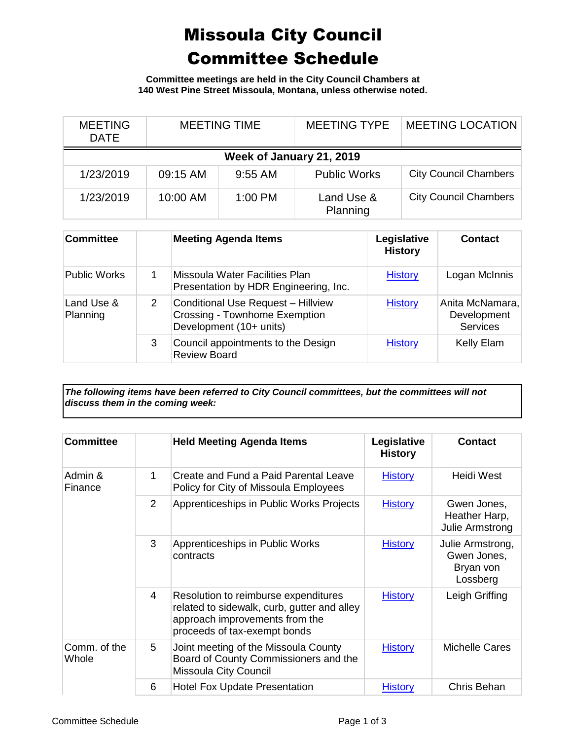# Missoula City Council Committee Schedule

**Committee meetings are held in the City Council Chambers at 140 West Pine Street Missoula, Montana, unless otherwise noted.**

| MEETING DATE | MEETING TIME | | MEETING TYPE | MEETING LOCATION |
|---|---|---|---|---|
| **Week of January 21, 2019** | | | | |
| 1/23/2019 | 09:15 AM | 9:55 AM | Public Works | City Council Chambers |
| 1/23/2019 | 10:00 AM | 1:00 PM | Land Use & Planning | City Council Chambers |

| Committee | | Meeting Agenda Items | Legislative History | Contact |
|---|---|---|---|---|
| Public Works | 1 | Missoula Water Facilities Plan Presentation by HDR Engineering, Inc. | History | Logan McInnis |
| Land Use & Planning | 2 | Conditional Use Request – Hillview Crossing - Townhome Exemption Development (10+ units) | History | Anita McNamara, Development Services |
| | 3 | Council appointments to the Design Review Board | History | Kelly Elam |

***The following items have been referred to City Council committees, but the committees will not discuss them in the coming week:***

| Committee | | Held Meeting Agenda Items | Legislative History | Contact |
|---|---|---|---|---|
| Admin & Finance | 1 | Create and Fund a Paid Parental Leave Policy for City of Missoula Employees | History | Heidi West |
| | 2 | Apprenticeships in Public Works Projects | History | Gwen Jones, Heather Harp, Julie Armstrong |
| | 3 | Apprenticeships in Public Works contracts | History | Julie Armstrong, Gwen Jones, Bryan von Lossberg |
| | 4 | Resolution to reimburse expenditures related to sidewalk, curb, gutter and alley approach improvements from the proceeds of tax-exempt bonds | History | Leigh Griffing |
| Comm. of the Whole | 5 | Joint meeting of the Missoula County Board of County Commissioners and the Missoula City Council | History | Michelle Cares |
| | 6 | Hotel Fox Update Presentation | History | Chris Behan |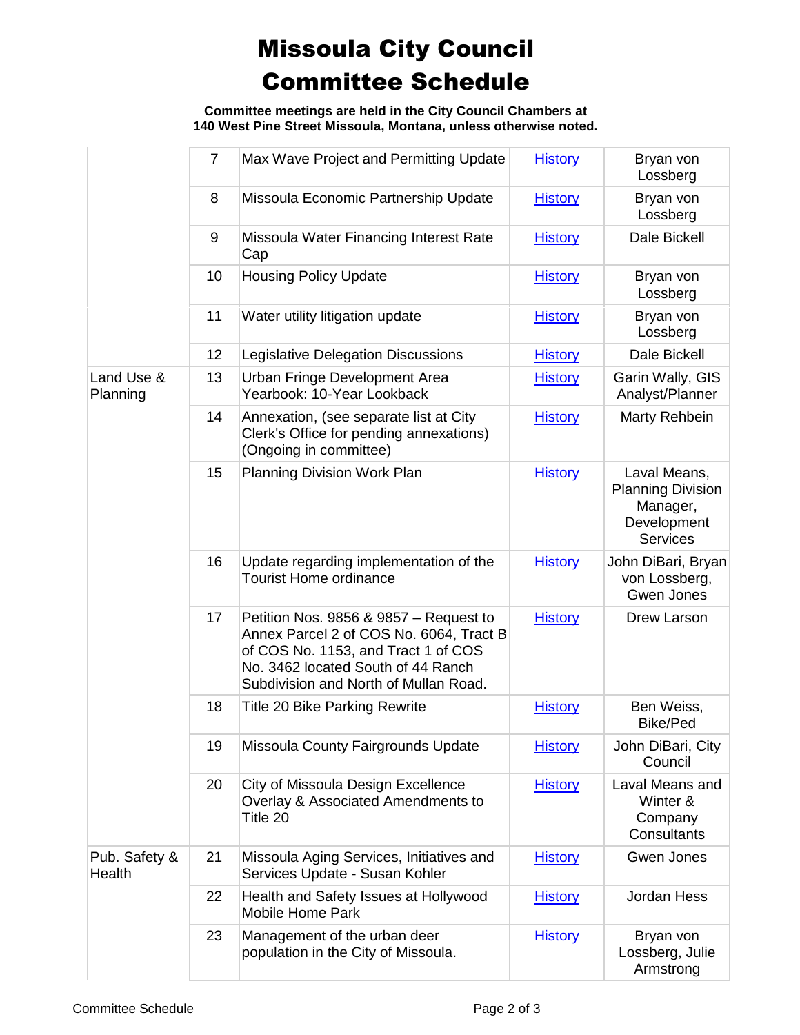# Missoula City Council Committee Schedule

**Committee meetings are held in the City Council Chambers at 140 West Pine Street Missoula, Montana, unless otherwise noted.**

| | | | | |
|---|---|---|---|---|
| | 7 | Max Wave Project and Permitting Update | History | Bryan von Lossberg |
| | 8 | Missoula Economic Partnership Update | History | Bryan von Lossberg |
| | 9 | Missoula Water Financing Interest Rate Cap | History | Dale Bickell |
| | 10 | Housing Policy Update | History | Bryan von Lossberg |
| | 11 | Water utility litigation update | History | Bryan von Lossberg |
| | 12 | Legislative Delegation Discussions | History | Dale Bickell |
| Land Use & Planning | 13 | Urban Fringe Development Area Yearbook: 10-Year Lookback | History | Garin Wally, GIS Analyst/Planner |
| | 14 | Annexation, (see separate list at City Clerk's Office for pending annexations) (Ongoing in committee) | History | Marty Rehbein |
| | 15 | Planning Division Work Plan | History | Laval Means, Planning Division Manager, Development Services |
| | 16 | Update regarding implementation of the Tourist Home ordinance | History | John DiBari, Bryan von Lossberg, Gwen Jones |
| | 17 | Petition Nos. 9856 & 9857 – Request to Annex Parcel 2 of COS No. 6064, Tract B of COS No. 1153, and Tract 1 of COS No. 3462 located South of 44 Ranch Subdivision and North of Mullan Road. | History | Drew Larson |
| | 18 | Title 20 Bike Parking Rewrite | History | Ben Weiss, Bike/Ped |
| | 19 | Missoula County Fairgrounds Update | History | John DiBari, City Council |
| | 20 | City of Missoula Design Excellence Overlay & Associated Amendments to Title 20 | History | Laval Means and Winter & Company Consultants |
| Pub. Safety & Health | 21 | Missoula Aging Services, Initiatives and Services Update - Susan Kohler | History | Gwen Jones |
| | 22 | Health and Safety Issues at Hollywood Mobile Home Park | History | Jordan Hess |
| | 23 | Management of the urban deer population in the City of Missoula. | History | Bryan von Lossberg, Julie Armstrong |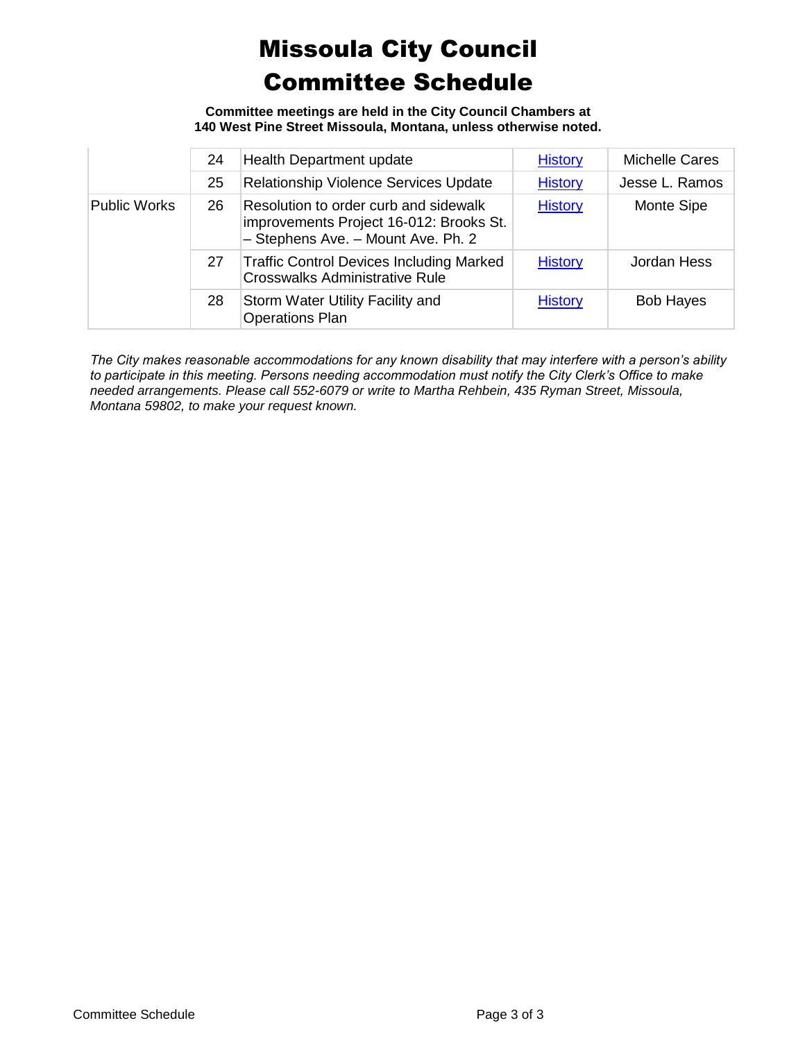# Missoula City Council Committee Schedule

**Committee meetings are held in the City Council Chambers at 140 West Pine Street Missoula, Montana, unless otherwise noted.**

| | | | | |
|---|---|---|---|---|
| | 24 | Health Department update | History | Michelle Cares |
| | 25 | Relationship Violence Services Update | History | Jesse L. Ramos |
| Public Works | 26 | Resolution to order curb and sidewalk improvements Project 16-012: Brooks St. – Stephens Ave. – Mount Ave. Ph. 2 | History | Monte Sipe |
| | 27 | Traffic Control Devices Including Marked Crosswalks Administrative Rule | History | Jordan Hess |
| | 28 | Storm Water Utility Facility and Operations Plan | History | Bob Hayes |

*The City makes reasonable accommodations for any known disability that may interfere with a person's ability to participate in this meeting. Persons needing accommodation must notify the City Clerk's Office to make needed arrangements. Please call 552-6079 or write to Martha Rehbein, 435 Ryman Street, Missoula, Montana 59802, to make your request known.*